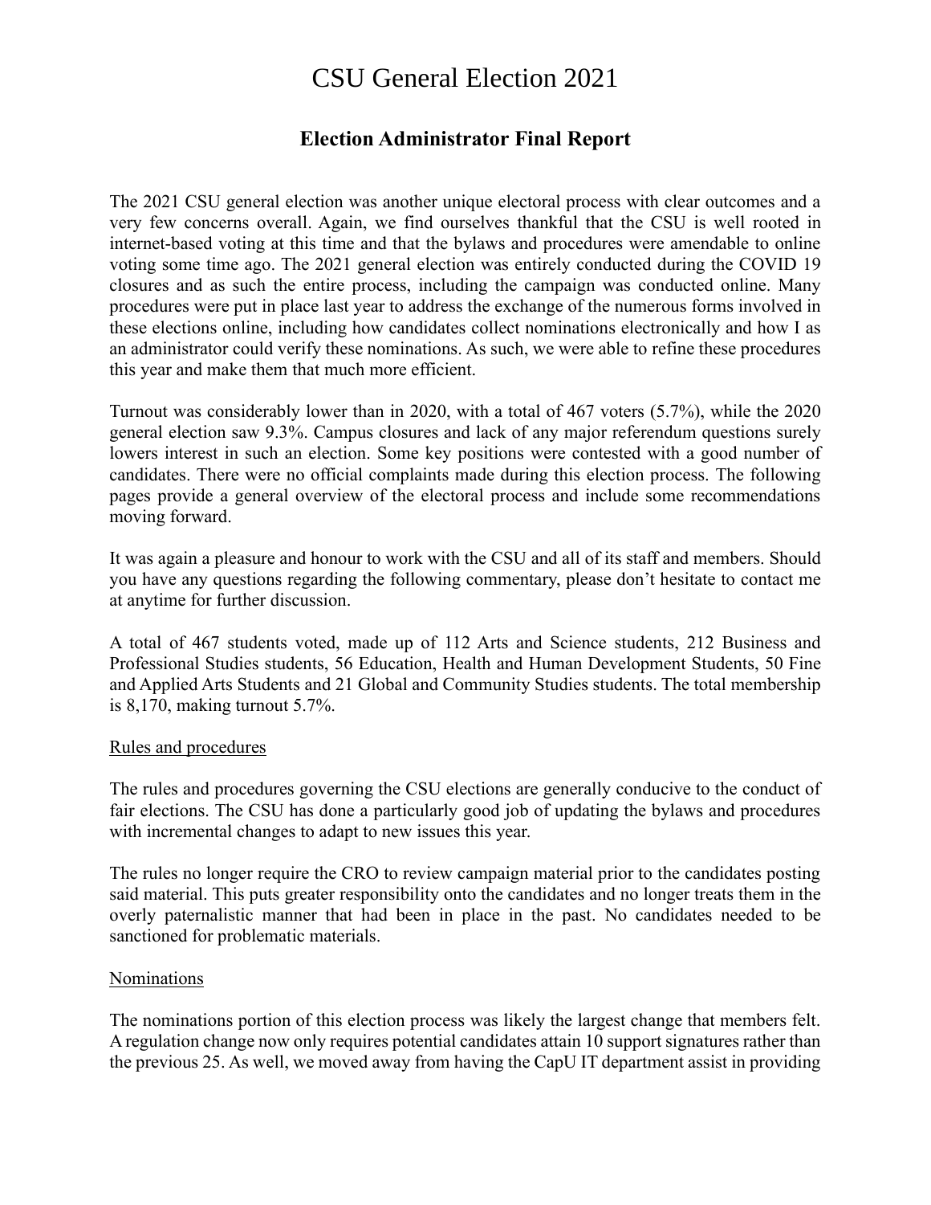# CSU General Election 2021

## Election Administrator Final Report

The 2021 CSU general election was another unique electoral process with clear outcomes and a very few concerns overall. Again, we find ourselves thankful that the CSU is well rooted in internet-based voting at this time and that the bylaws and procedures were amendable to online voting some time ago. The 2021 general election was entirely conducted during the COVID 19 closures and as such the entire process, including the campaign was conducted online. Many procedures were put in place last year to address the exchange of the numerous forms involved in these elections online, including how candidates collect nominations electronically and how I as an administrator could verify these nominations. As such, we were able to refine these procedures this year and make them that much more efficient.

Turnout was considerably lower than in 2020, with a total of 467 voters (5.7%), while the 2020 general election saw 9.3%. Campus closures and lack of any major referendum questions surely lowers interest in such an election. Some key positions were contested with a good number of candidates. There were no official complaints made during this election process. The following pages provide a general overview of the electoral process and include some recommendations moving forward.

It was again a pleasure and honour to work with the CSU and all of its staff and members. Should you have any questions regarding the following commentary, please don't hesitate to contact me at anytime for further discussion.

A total of 467 students voted, made up of 112 Arts and Science students, 212 Business and Professional Studies students, 56 Education, Health and Human Development Students, 50 Fine and Applied Arts Students and 21 Global and Community Studies students. The total membership is 8,170, making turnout 5.7%.

<u>Rules and procedures</u>

The rules and procedures governing the CSU elections are generally conducive to the conduct of fair elections. The CSU has done a particularly good job of updating the bylaws and procedures with incremental changes to adapt to new issues this year.

The rules no longer require the CRO to review campaign material prior to the candidates posting said material. This puts greater responsibility onto the candidates and no longer treats them in the overly paternalistic manner that had been in place in the past. No candidates needed to be sanctioned for problematic materials.

<u>Nominations</u>

The nominations portion of this election process was likely the largest change that members felt. A regulation change now only requires potential candidates attain 10 support signatures rather than the previous 25. As well, we moved away from having the CapU IT department assist in providing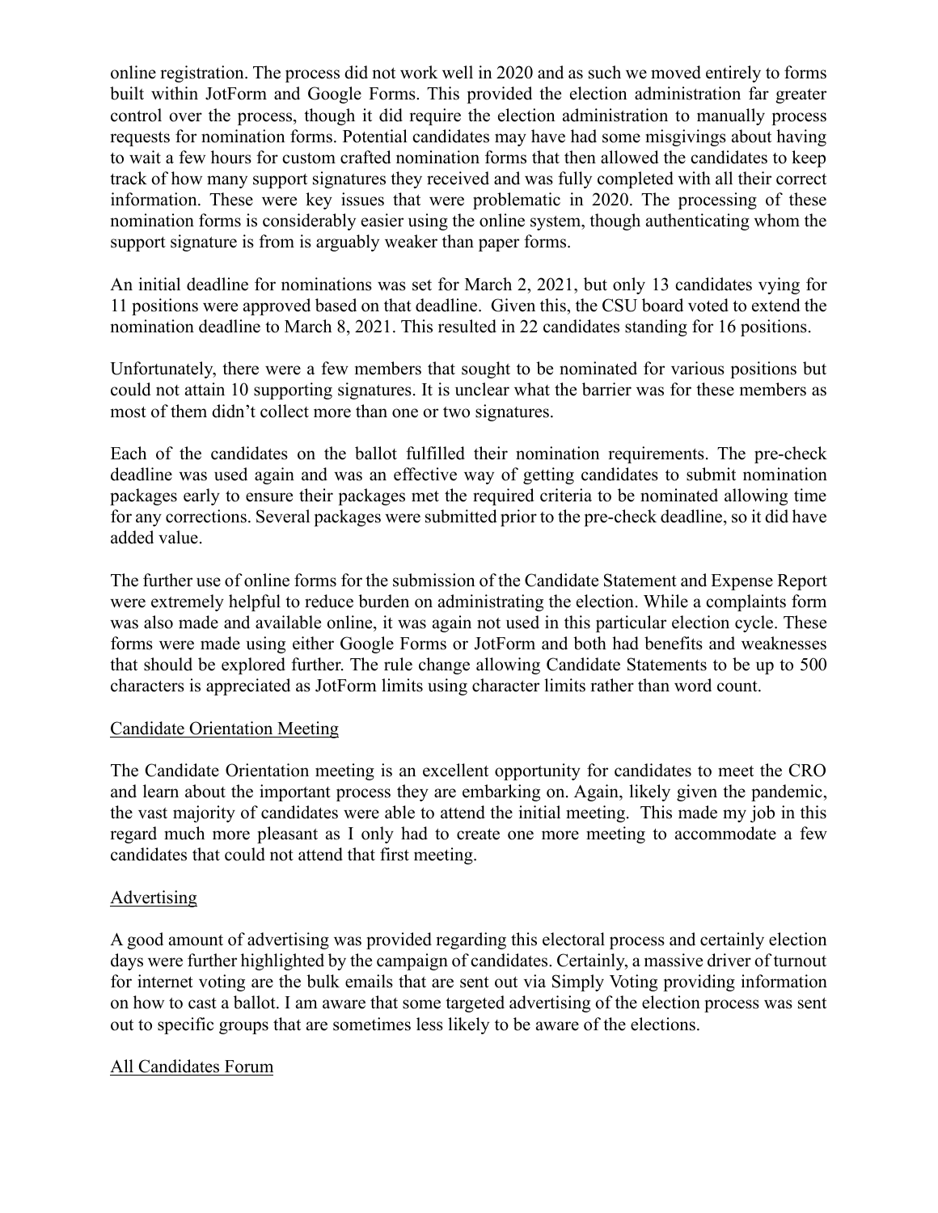online registration. The process did not work well in 2020 and as such we moved entirely to forms built within JotForm and Google Forms. This provided the election administration far greater control over the process, though it did require the election administration to manually process requests for nomination forms. Potential candidates may have had some misgivings about having to wait a few hours for custom crafted nomination forms that then allowed the candidates to keep track of how many support signatures they received and was fully completed with all their correct information. These were key issues that were problematic in 2020. The processing of these nomination forms is considerably easier using the online system, though authenticating whom the support signature is from is arguably weaker than paper forms.

An initial deadline for nominations was set for March 2, 2021, but only 13 candidates vying for 11 positions were approved based on that deadline. Given this, the CSU board voted to extend the nomination deadline to March 8, 2021. This resulted in 22 candidates standing for 16 positions.

Unfortunately, there were a few members that sought to be nominated for various positions but could not attain 10 supporting signatures. It is unclear what the barrier was for these members as most of them didn't collect more than one or two signatures.

Each of the candidates on the ballot fulfilled their nomination requirements. The pre-check deadline was used again and was an effective way of getting candidates to submit nomination packages early to ensure their packages met the required criteria to be nominated allowing time for any corrections. Several packages were submitted prior to the pre-check deadline, so it did have added value.

The further use of online forms for the submission of the Candidate Statement and Expense Report were extremely helpful to reduce burden on administrating the election. While a complaints form was also made and available online, it was again not used in this particular election cycle. These forms were made using either Google Forms or JotForm and both had benefits and weaknesses that should be explored further. The rule change allowing Candidate Statements to be up to 500 characters is appreciated as JotForm limits using character limits rather than word count.

## Candidate Orientation Meeting

The Candidate Orientation meeting is an excellent opportunity for candidates to meet the CRO and learn about the important process they are embarking on. Again, likely given the pandemic, the vast majority of candidates were able to attend the initial meeting. This made my job in this regard much more pleasant as I only had to create one more meeting to accommodate a few candidates that could not attend that first meeting.

## Advertising

A good amount of advertising was provided regarding this electoral process and certainly election days were further highlighted by the campaign of candidates. Certainly, a massive driver of turnout for internet voting are the bulk emails that are sent out via Simply Voting providing information on how to cast a ballot. I am aware that some targeted advertising of the election process was sent out to specific groups that are sometimes less likely to be aware of the elections.

## All Candidates Forum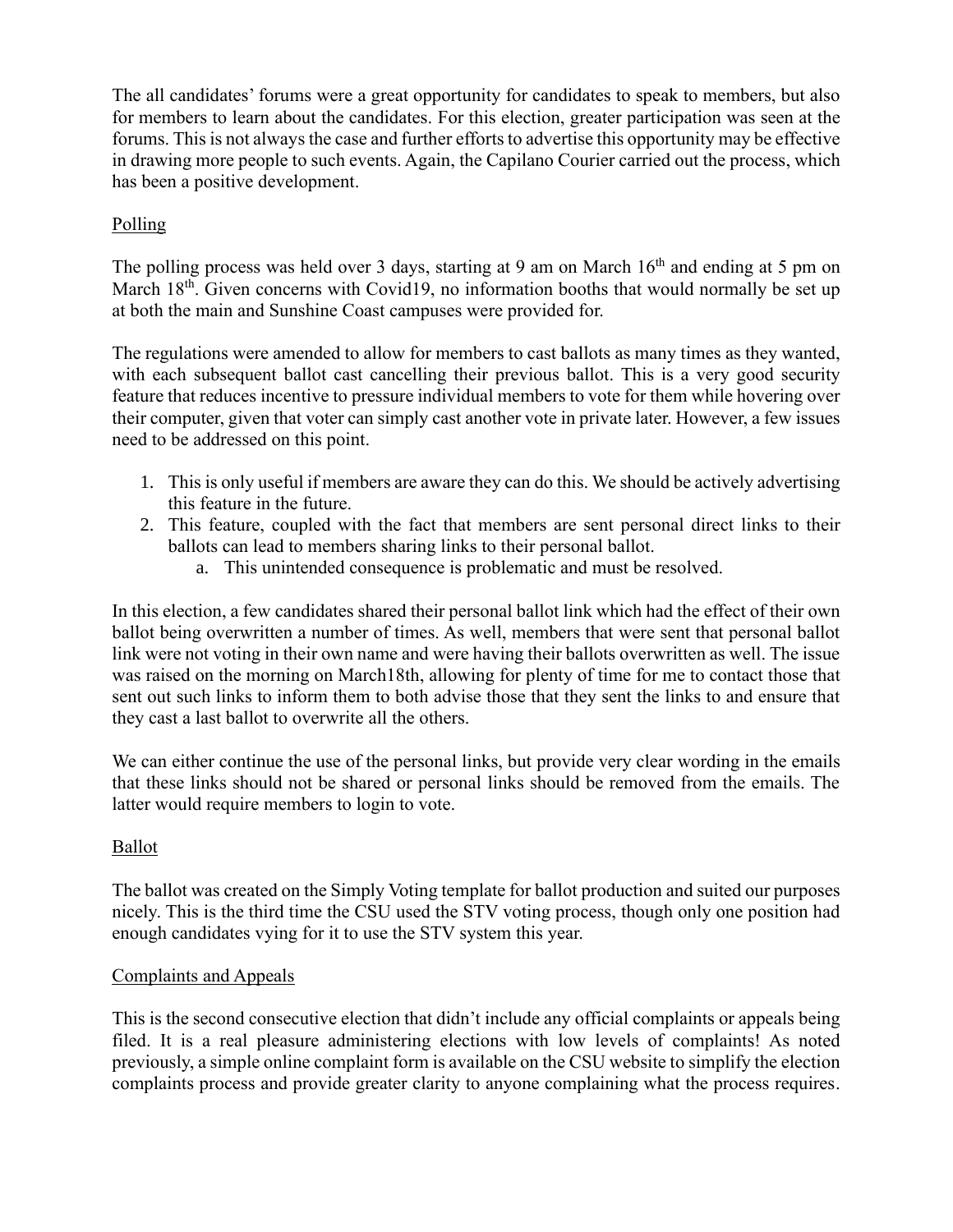The all candidates' forums were a great opportunity for candidates to speak to members, but also for members to learn about the candidates. For this election, greater participation was seen at the forums. This is not always the case and further efforts to advertise this opportunity may be effective in drawing more people to such events. Again, the Capilano Courier carried out the process, which has been a positive development.

## Polling

The polling process was held over 3 days, starting at 9 am on March 16th and ending at 5 pm on March 18th. Given concerns with Covid19, no information booths that would normally be set up at both the main and Sunshine Coast campuses were provided for.

The regulations were amended to allow for members to cast ballots as many times as they wanted, with each subsequent ballot cast cancelling their previous ballot. This is a very good security feature that reduces incentive to pressure individual members to vote for them while hovering over their computer, given that voter can simply cast another vote in private later. However, a few issues need to be addressed on this point.

1. This is only useful if members are aware they can do this. We should be actively advertising this feature in the future.
2. This feature, coupled with the fact that members are sent personal direct links to their ballots can lead to members sharing links to their personal ballot.
    a. This unintended consequence is problematic and must be resolved.

In this election, a few candidates shared their personal ballot link which had the effect of their own ballot being overwritten a number of times. As well, members that were sent that personal ballot link were not voting in their own name and were having their ballots overwritten as well. The issue was raised on the morning on March18th, allowing for plenty of time for me to contact those that sent out such links to inform them to both advise those that they sent the links to and ensure that they cast a last ballot to overwrite all the others.

We can either continue the use of the personal links, but provide very clear wording in the emails that these links should not be shared or personal links should be removed from the emails. The latter would require members to login to vote.

## Ballot

The ballot was created on the Simply Voting template for ballot production and suited our purposes nicely. This is the third time the CSU used the STV voting process, though only one position had enough candidates vying for it to use the STV system this year.

## Complaints and Appeals

This is the second consecutive election that didn't include any official complaints or appeals being filed. It is a real pleasure administering elections with low levels of complaints! As noted previously, a simple online complaint form is available on the CSU website to simplify the election complaints process and provide greater clarity to anyone complaining what the process requires.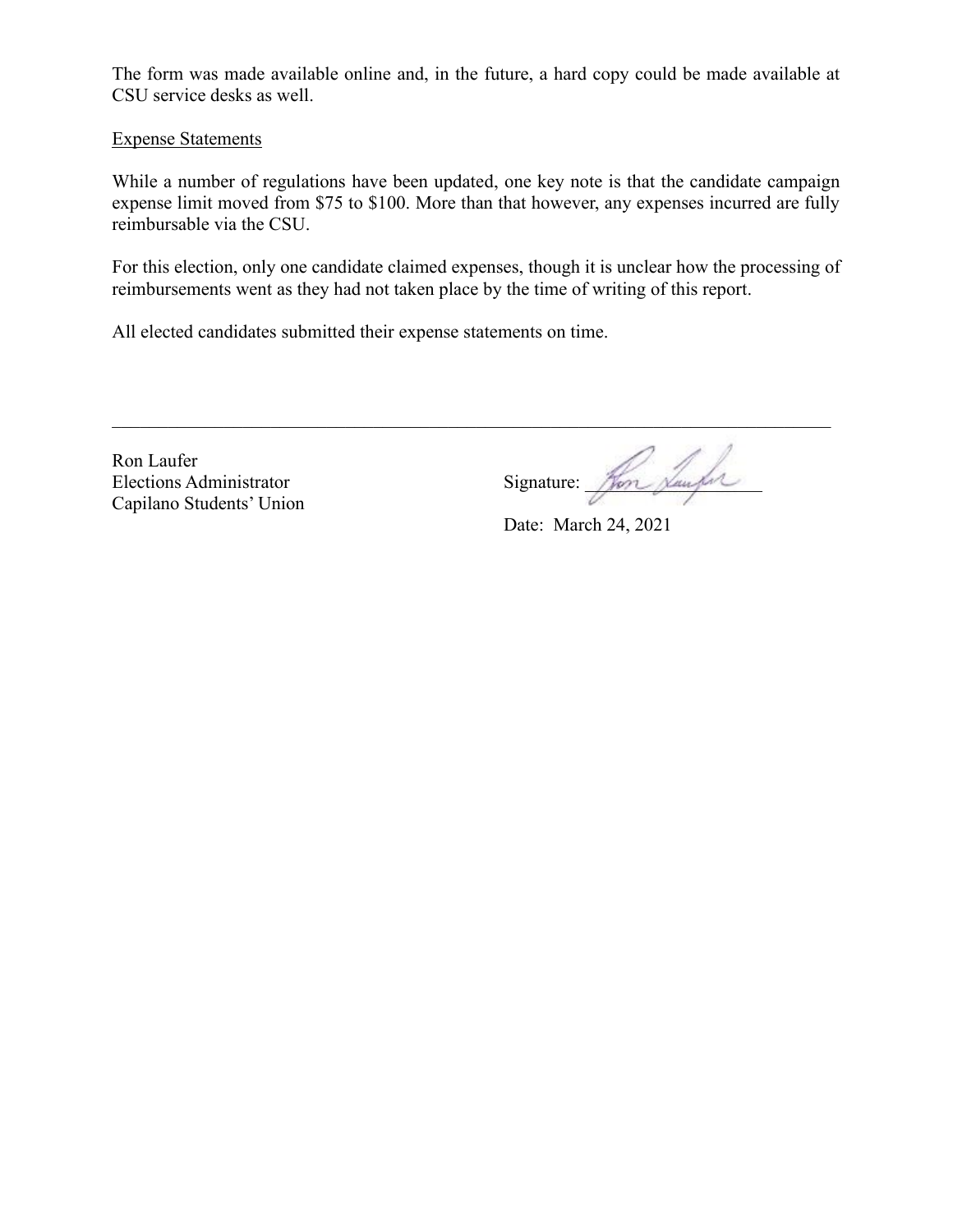The form was made available online and, in the future, a hard copy could be made available at CSU service desks as well.

Expense Statements

While a number of regulations have been updated, one key note is that the candidate campaign expense limit moved from $75 to $100. More than that however, any expenses incurred are fully reimbursable via the CSU.

For this election, only one candidate claimed expenses, though it is unclear how the processing of reimbursements went as they had not taken place by the time of writing of this report.

All elected candidates submitted their expense statements on time.

---

Ron Laufer
Elections Administrator
Capilano Students' Union

Signature: ____________________

Date: March 24, 2021